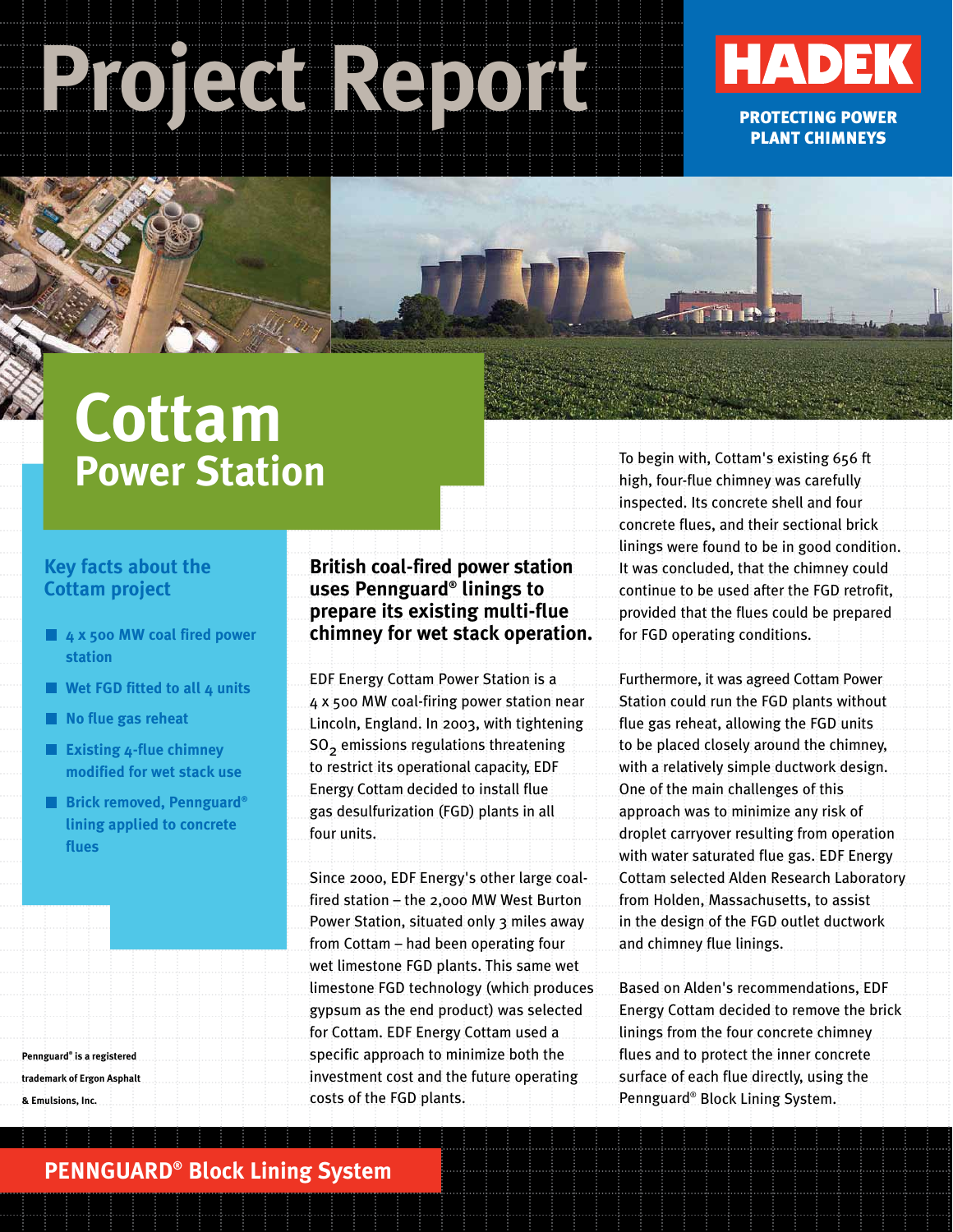# Project Report

**HADEK**

**PROTECTING POWER PLANT CHIMNEYS**

# Cottam
## Power Station

### Key facts about the Cottam project

- 4 x 500 MW coal fired power station
- Wet FGD fitted to all 4 units
- No flue gas reheat
- Existing 4-flue chimney modified for wet stack use
- Brick removed, Pennguard® lining applied to concrete flues

Pennguard® is a registered trademark of Ergon Asphalt & Emulsions, Inc.

### British coal-fired power station uses Pennguard® linings to prepare its existing multi-flue chimney for wet stack operation.

EDF Energy Cottam Power Station is a 4 x 500 MW coal-firing power station near Lincoln, England. In 2003, with tightening $SO_2$ emissions regulations threatening to restrict its operational capacity, EDF Energy Cottam decided to install flue gas desulfurization (FGD) plants in all four units.

Since 2000, EDF Energy's other large coal-fired station – the 2,000 MW West Burton Power Station, situated only 3 miles away from Cottam – had been operating four wet limestone FGD plants. This same wet limestone FGD technology (which produces gypsum as the end product) was selected for Cottam. EDF Energy Cottam used a specific approach to minimize both the investment cost and the future operating costs of the FGD plants.

To begin with, Cottam's existing 656 ft high, four-flue chimney was carefully inspected. Its concrete shell and four concrete flues, and their sectional brick linings were found to be in good condition. It was concluded, that the chimney could continue to be used after the FGD retrofit, provided that the flues could be prepared for FGD operating conditions.

Furthermore, it was agreed Cottam Power Station could run the FGD plants without flue gas reheat, allowing the FGD units to be placed closely around the chimney, with a relatively simple ductwork design. One of the main challenges of this approach was to minimize any risk of droplet carryover resulting from operation with water saturated flue gas. EDF Energy Cottam selected Alden Research Laboratory from Holden, Massachusetts, to assist in the design of the FGD outlet ductwork and chimney flue linings.

Based on Alden's recommendations, EDF Energy Cottam decided to remove the brick linings from the four concrete chimney flues and to protect the inner concrete surface of each flue directly, using the Pennguard® Block Lining System.

**PENNGUARD® Block Lining System**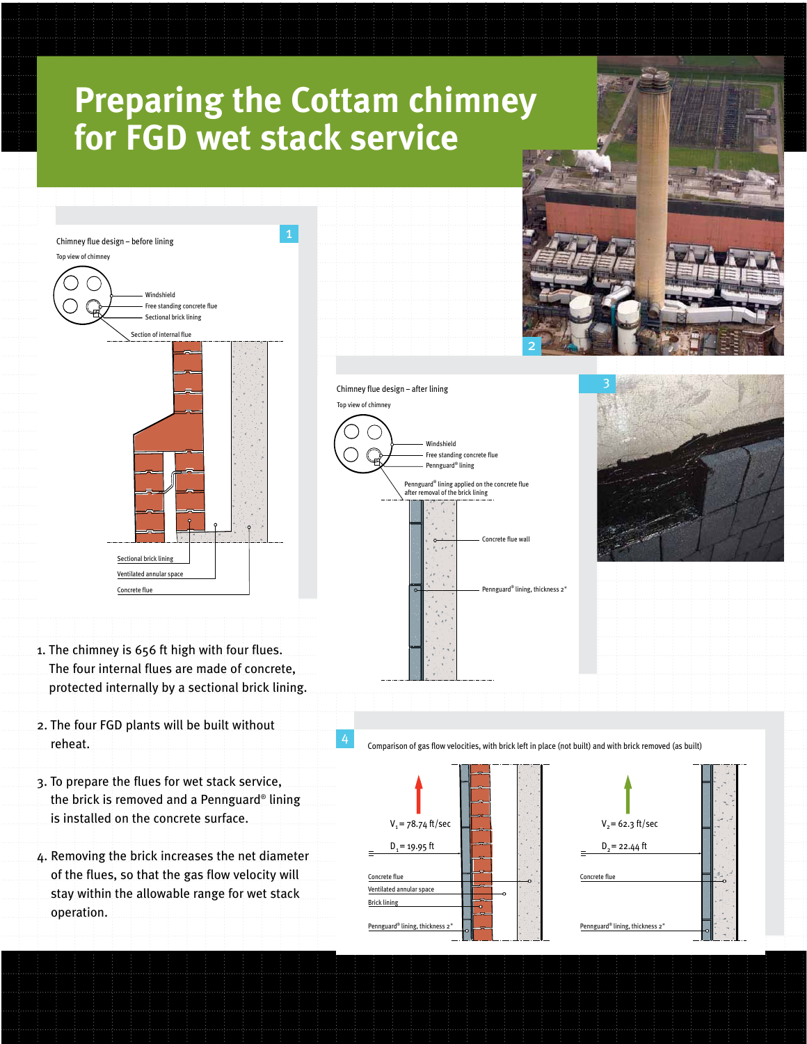# Preparing the Cottam chimney for FGD wet stack service

**1**

Chimney flue design – before lining

Top view of chimney

Windshield

Free standing concrete flue

Sectional brick lining

Section of internal flue

Sectional brick lining

Ventilated annular space

Concrete flue

**2**

**3**

Chimney flue design – after lining

Top view of chimney

Windshield

Free standing concrete flue

Pennguard® lining

Pennguard® lining applied on the concrete flue after removal of the brick lining

Concrete flue wall

Pennguard® lining, thickness 2"

1. The chimney is 656 ft high with four flues. The four internal flues are made of concrete, protected internally by a sectional brick lining.

2. The four FGD plants will be built without reheat.

3. To prepare the flues for wet stack service, the brick is removed and a Pennguard® lining is installed on the concrete surface.

4. Removing the brick increases the net diameter of the flues, so that the gas flow velocity will stay within the allowable range for wet stack operation.

**4**

Comparison of gas flow velocities, with brick left in place (not built) and with brick removed (as built)

$V_1$ = 78.74 ft/sec

$D_1$ = 19.95 ft

Concrete flue

Ventilated annular space

Brick lining

Pennguard® lining, thickness 2"

$V_2$ = 62.3 ft/sec

$D_2$ = 22.44 ft

Concrete flue

Pennguard® lining, thickness 2"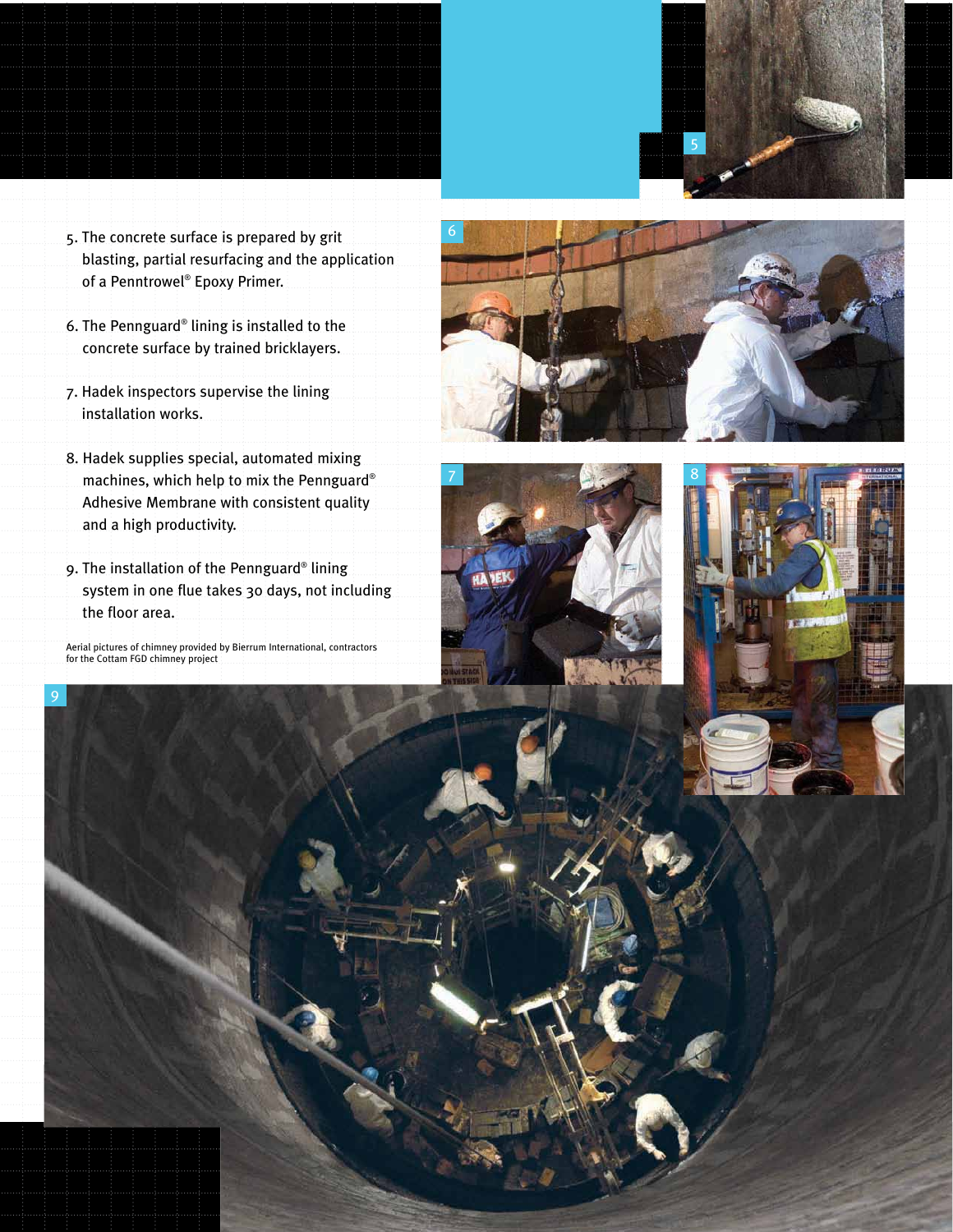5. The concrete surface is prepared by grit blasting, partial resurfacing and the application of a Penntrowel® Epoxy Primer.

6. The Pennguard® lining is installed to the concrete surface by trained bricklayers.

7. Hadek inspectors supervise the lining installation works.

8. Hadek supplies special, automated mixing machines, which help to mix the Pennguard® Adhesive Membrane with consistent quality and a high productivity.

9. The installation of the Pennguard® lining system in one flue takes 30 days, not including the floor area.

Aerial pictures of chimney provided by Bierrum International, contractors for the Cottam FGD chimney project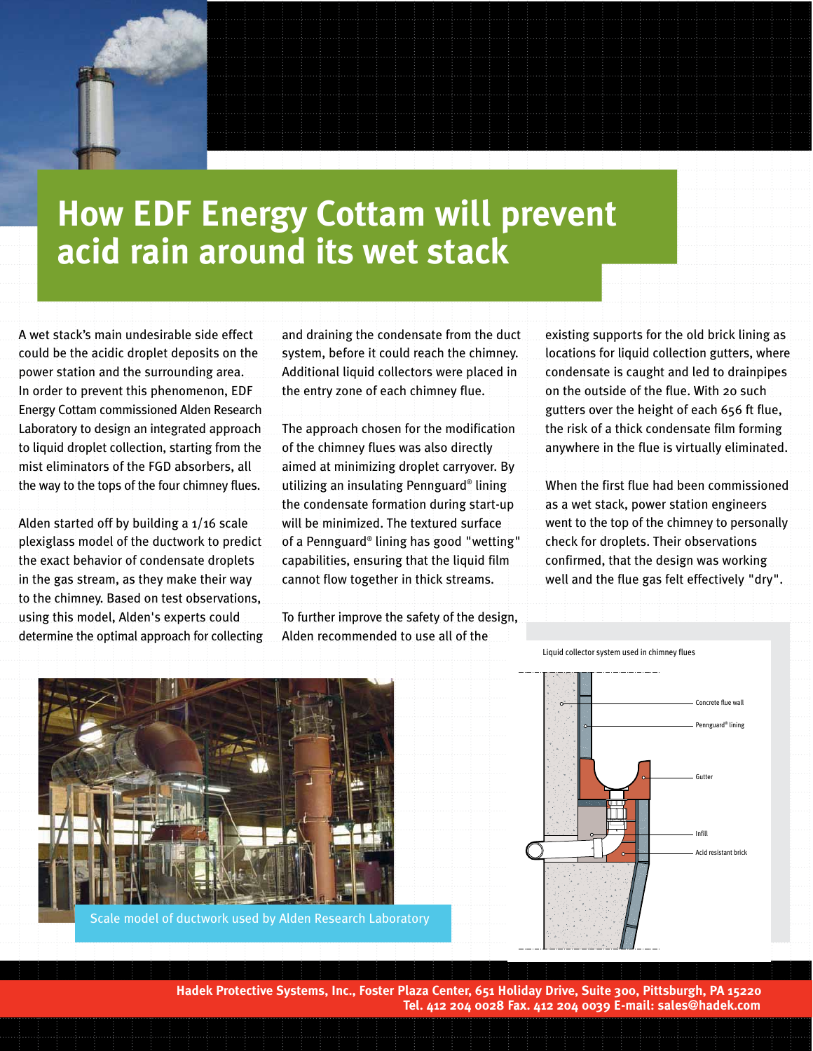# How EDF Energy Cottam will prevent acid rain around its wet stack

A wet stack's main undesirable side effect could be the acidic droplet deposits on the power station and the surrounding area. In order to prevent this phenomenon, EDF Energy Cottam commissioned Alden Research Laboratory to design an integrated approach to liquid droplet collection, starting from the mist eliminators of the FGD absorbers, all the way to the tops of the four chimney flues.

Alden started off by building a 1/16 scale plexiglass model of the ductwork to predict the exact behavior of condensate droplets in the gas stream, as they make their way to the chimney. Based on test observations, using this model, Alden's experts could determine the optimal approach for collecting and draining the condensate from the duct system, before it could reach the chimney. Additional liquid collectors were placed in the entry zone of each chimney flue.

The approach chosen for the modification of the chimney flues was also directly aimed at minimizing droplet carryover. By utilizing an insulating Pennguard® lining the condensate formation during start-up will be minimized. The textured surface of a Pennguard® lining has good "wetting" capabilities, ensuring that the liquid film cannot flow together in thick streams.

To further improve the safety of the design, Alden recommended to use all of the existing supports for the old brick lining as locations for liquid collection gutters, where condensate is caught and led to drainpipes on the outside of the flue. With 20 such gutters over the height of each 656 ft flue, the risk of a thick condensate film forming anywhere in the flue is virtually eliminated.

When the first flue had been commissioned as a wet stack, power station engineers went to the top of the chimney to personally check for droplets. Their observations confirmed, that the design was working well and the flue gas felt effectively "dry".

Scale model of ductwork used by Alden Research Laboratory

Liquid collector system used in chimney flues

Concrete flue wall

Pennguard® lining

Gutter

Infill

Acid resistant brick

Hadek Protective Systems, Inc., Foster Plaza Center, 651 Holiday Drive, Suite 300, Pittsburgh, PA 15220
Tel. 412 204 0028 Fax. 412 204 0039 E-mail: sales@hadek.com